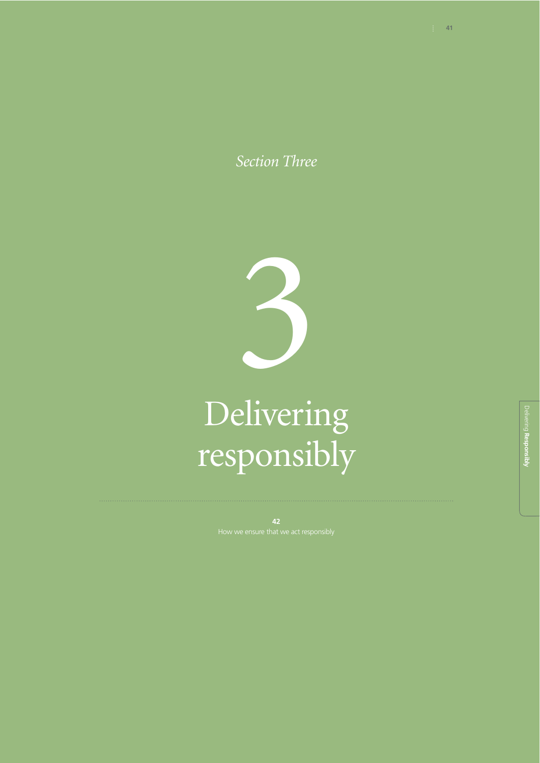*Section Three*

# 3

# Delivering responsibly

**42**
How we ensure that we act responsibly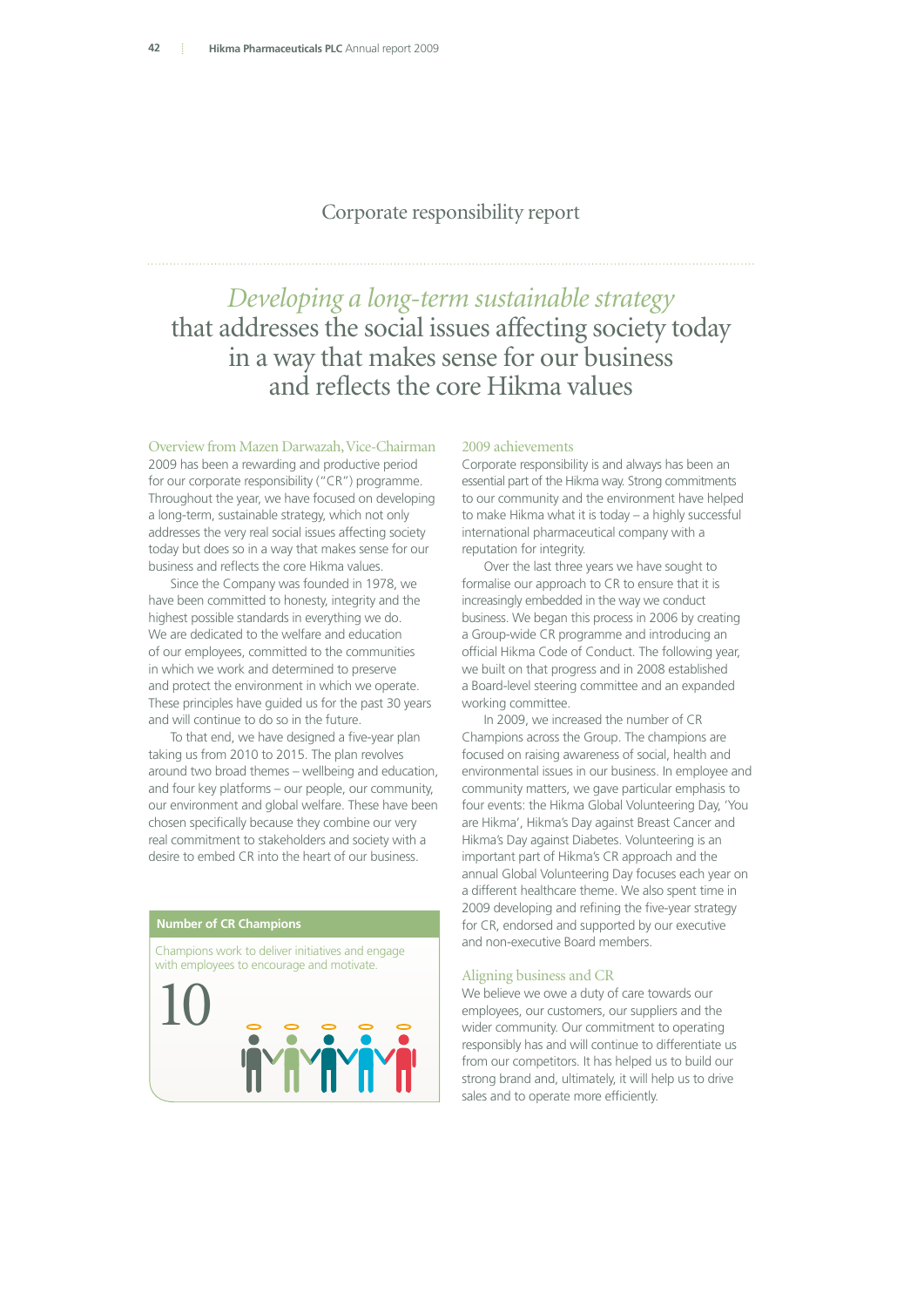# Corporate responsibility report

## *Developing a long-term sustainable strategy* that addresses the social issues affecting society today in a way that makes sense for our business and reflects the core Hikma values

### Overview from Mazen Darwazah, Vice-Chairman

2009 has been a rewarding and productive period for our corporate responsibility ("CR") programme. Throughout the year, we have focused on developing a long-term, sustainable strategy, which not only addresses the very real social issues affecting society today but does so in a way that makes sense for our business and reflects the core Hikma values.

Since the Company was founded in 1978, we have been committed to honesty, integrity and the highest possible standards in everything we do. We are dedicated to the welfare and education of our employees, committed to the communities in which we work and determined to preserve and protect the environment in which we operate. These principles have guided us for the past 30 years and will continue to do so in the future.

To that end, we have designed a five-year plan taking us from 2010 to 2015. The plan revolves around two broad themes – wellbeing and education, and four key platforms – our people, our community, our environment and global welfare. These have been chosen specifically because they combine our very real commitment to stakeholders and society with a desire to embed CR into the heart of our business.

**Number of CR Champions**

Champions work to deliver initiatives and engage with employees to encourage and motivate.

10

### 2009 achievements

Corporate responsibility is and always has been an essential part of the Hikma way. Strong commitments to our community and the environment have helped to make Hikma what it is today – a highly successful international pharmaceutical company with a reputation for integrity.

Over the last three years we have sought to formalise our approach to CR to ensure that it is increasingly embedded in the way we conduct business. We began this process in 2006 by creating a Group-wide CR programme and introducing an official Hikma Code of Conduct. The following year, we built on that progress and in 2008 established a Board-level steering committee and an expanded working committee.

In 2009, we increased the number of CR Champions across the Group. The champions are focused on raising awareness of social, health and environmental issues in our business. In employee and community matters, we gave particular emphasis to four events: the Hikma Global Volunteering Day, 'You are Hikma', Hikma's Day against Breast Cancer and Hikma's Day against Diabetes. Volunteering is an important part of Hikma's CR approach and the annual Global Volunteering Day focuses each year on a different healthcare theme. We also spent time in 2009 developing and refining the five-year strategy for CR, endorsed and supported by our executive and non-executive Board members.

### Aligning business and CR

We believe we owe a duty of care towards our employees, our customers, our suppliers and the wider community. Our commitment to operating responsibly has and will continue to differentiate us from our competitors. It has helped us to build our strong brand and, ultimately, it will help us to drive sales and to operate more efficiently.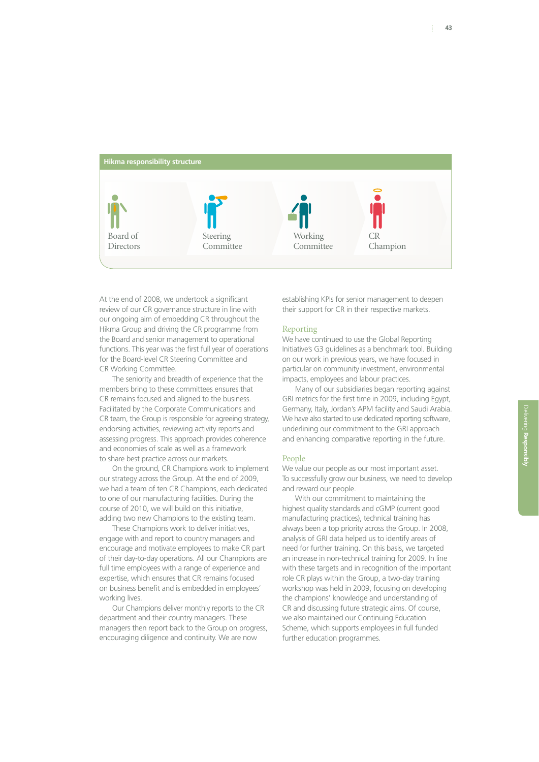## Hikma responsibility structure

Board of Directors → Steering Committee → Working Committee → CR Champion

At the end of 2008, we undertook a significant review of our CR governance structure in line with our ongoing aim of embedding CR throughout the Hikma Group and driving the CR programme from the Board and senior management to operational functions. This year was the first full year of operations for the Board-level CR Steering Committee and CR Working Committee.

The seniority and breadth of experience that the members bring to these committees ensures that CR remains focused and aligned to the business. Facilitated by the Corporate Communications and CR team, the Group is responsible for agreeing strategy, endorsing activities, reviewing activity reports and assessing progress. This approach provides coherence and economies of scale as well as a framework to share best practice across our markets.

On the ground, CR Champions work to implement our strategy across the Group. At the end of 2009, we had a team of ten CR Champions, each dedicated to one of our manufacturing facilities. During the course of 2010, we will build on this initiative, adding two new Champions to the existing team.

These Champions work to deliver initiatives, engage with and report to country managers and encourage and motivate employees to make CR part of their day-to-day operations. All our Champions are full time employees with a range of experience and expertise, which ensures that CR remains focused on business benefit and is embedded in employees' working lives.

Our Champions deliver monthly reports to the CR department and their country managers. These managers then report back to the Group on progress, encouraging diligence and continuity. We are now establishing KPIs for senior management to deepen their support for CR in their respective markets.

### Reporting

We have continued to use the Global Reporting Initiative's G3 guidelines as a benchmark tool. Building on our work in previous years, we have focused in particular on community investment, environmental impacts, employees and labour practices.

Many of our subsidiaries began reporting against GRI metrics for the first time in 2009, including Egypt, Germany, Italy, Jordan's APM facility and Saudi Arabia. We have also started to use dedicated reporting software, underlining our commitment to the GRI approach and enhancing comparative reporting in the future.

### People

We value our people as our most important asset. To successfully grow our business, we need to develop and reward our people.

With our commitment to maintaining the highest quality standards and cGMP (current good manufacturing practices), technical training has always been a top priority across the Group. In 2008, analysis of GRI data helped us to identify areas of need for further training. On this basis, we targeted an increase in non-technical training for 2009. In line with these targets and in recognition of the important role CR plays within the Group, a two-day training workshop was held in 2009, focusing on developing the champions' knowledge and understanding of CR and discussing future strategic aims. Of course, we also maintained our Continuing Education Scheme, which supports employees in full funded further education programmes.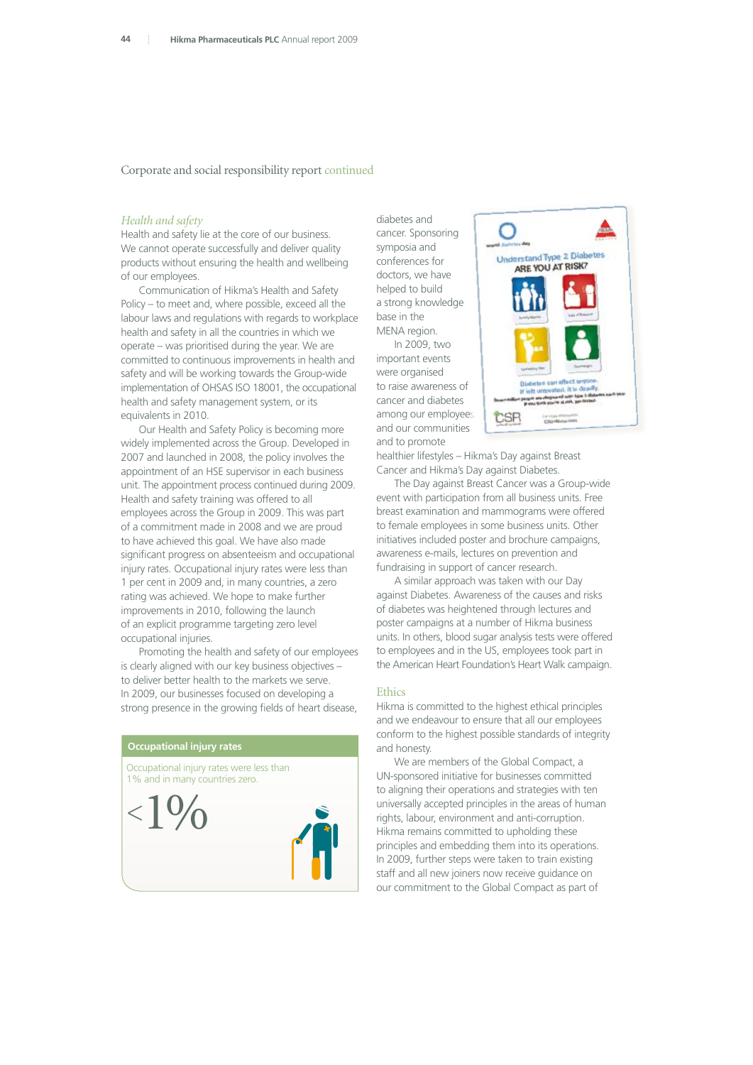Corporate and social responsibility report continued

## *Health and safety*

Health and safety lie at the core of our business. We cannot operate successfully and deliver quality products without ensuring the health and wellbeing of our employees.

Communication of Hikma's Health and Safety Policy – to meet and, where possible, exceed all the labour laws and regulations with regards to workplace health and safety in all the countries in which we operate – was prioritised during the year. We are committed to continuous improvements in health and safety and will be working towards the Group-wide implementation of OHSAS ISO 18001, the occupational health and safety management system, or its equivalents in 2010.

Our Health and Safety Policy is becoming more widely implemented across the Group. Developed in 2007 and launched in 2008, the policy involves the appointment of an HSE supervisor in each business unit. The appointment process continued during 2009. Health and safety training was offered to all employees across the Group in 2009. This was part of a commitment made in 2008 and we are proud to have achieved this goal. We have also made significant progress on absenteeism and occupational injury rates. Occupational injury rates were less than 1 per cent in 2009 and, in many countries, a zero rating was achieved. We hope to make further improvements in 2010, following the launch of an explicit programme targeting zero level occupational injuries.

Promoting the health and safety of our employees is clearly aligned with our key business objectives – to deliver better health to the markets we serve. In 2009, our businesses focused on developing a strong presence in the growing fields of heart disease, diabetes and cancer. Sponsoring symposia and conferences for doctors, we have helped to build a strong knowledge base in the MENA region.

**Occupational injury rates**

Occupational injury rates were less than 1% and in many countries zero.

<1%

In 2009, two important events were organised to raise awareness of cancer and diabetes among our employees and our communities and to promote healthier lifestyles – Hikma's Day against Breast Cancer and Hikma's Day against Diabetes.

The Day against Breast Cancer was a Group-wide event with participation from all business units. Free breast examination and mammograms were offered to female employees in some business units. Other initiatives included poster and brochure campaigns, awareness e-mails, lectures on prevention and fundraising in support of cancer research.

A similar approach was taken with our Day against Diabetes. Awareness of the causes and risks of diabetes was heightened through lectures and poster campaigns at a number of Hikma business units. In others, blood sugar analysis tests were offered to employees and in the US, employees took part in the American Heart Foundation's Heart Walk campaign.

## Ethics

Hikma is committed to the highest ethical principles and we endeavour to ensure that all our employees conform to the highest possible standards of integrity and honesty.

We are members of the Global Compact, a UN-sponsored initiative for businesses committed to aligning their operations and strategies with ten universally accepted principles in the areas of human rights, labour, environment and anti-corruption. Hikma remains committed to upholding these principles and embedding them into its operations. In 2009, further steps were taken to train existing staff and all new joiners now receive guidance on our commitment to the Global Compact as part of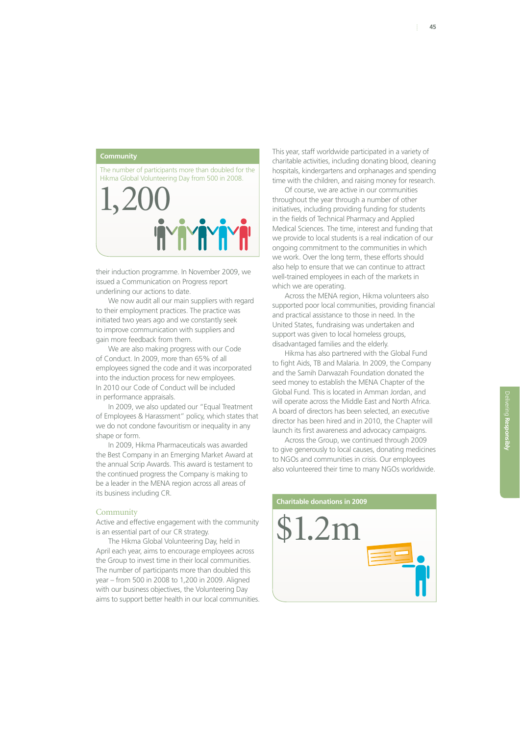**Community**

The number of participants more than doubled for the Hikma Global Volunteering Day from 500 in 2008.

1,200

their induction programme. In November 2009, we issued a Communication on Progress report underlining our actions to date.

We now audit all our main suppliers with regard to their employment practices. The practice was initiated two years ago and we constantly seek to improve communication with suppliers and gain more feedback from them.

We are also making progress with our Code of Conduct. In 2009, more than 65% of all employees signed the code and it was incorporated into the induction process for new employees. In 2010 our Code of Conduct will be included in performance appraisals.

In 2009, we also updated our "Equal Treatment of Employees & Harassment" policy, which states that we do not condone favouritism or inequality in any shape or form.

In 2009, Hikma Pharmaceuticals was awarded the Best Company in an Emerging Market Award at the annual Scrip Awards. This award is testament to the continued progress the Company is making to be a leader in the MENA region across all areas of its business including CR.

## Community

Active and effective engagement with the community is an essential part of our CR strategy.

The Hikma Global Volunteering Day, held in April each year, aims to encourage employees across the Group to invest time in their local communities. The number of participants more than doubled this year – from 500 in 2008 to 1,200 in 2009. Aligned with our business objectives, the Volunteering Day aims to support better health in our local communities.

This year, staff worldwide participated in a variety of charitable activities, including donating blood, cleaning hospitals, kindergartens and orphanages and spending time with the children, and raising money for research.

Of course, we are active in our communities throughout the year through a number of other initiatives, including providing funding for students in the fields of Technical Pharmacy and Applied Medical Sciences. The time, interest and funding that we provide to local students is a real indication of our ongoing commitment to the communities in which we work. Over the long term, these efforts should also help to ensure that we can continue to attract well-trained employees in each of the markets in which we are operating.

Across the MENA region, Hikma volunteers also supported poor local communities, providing financial and practical assistance to those in need. In the United States, fundraising was undertaken and support was given to local homeless groups, disadvantaged families and the elderly.

Hikma has also partnered with the Global Fund to fight Aids, TB and Malaria. In 2009, the Company and the Samih Darwazah Foundation donated the seed money to establish the MENA Chapter of the Global Fund. This is located in Amman Jordan, and will operate across the Middle East and North Africa. A board of directors has been selected, an executive director has been hired and in 2010, the Chapter will launch its first awareness and advocacy campaigns.

Across the Group, we continued through 2009 to give generously to local causes, donating medicines to NGOs and communities in crisis. Our employees also volunteered their time to many NGOs worldwide.

**Charitable donations in 2009**

$1.2m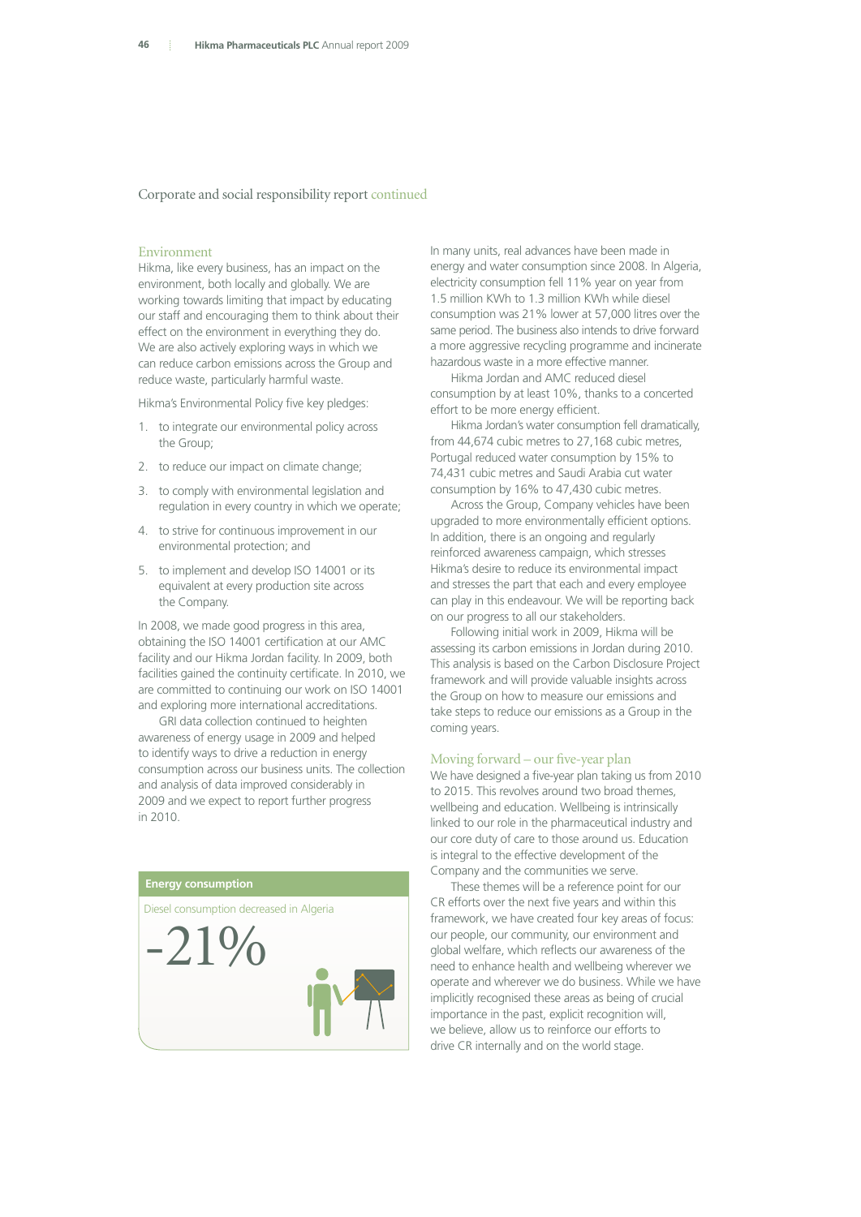## Corporate and social responsibility report continued

### Environment

Hikma, like every business, has an impact on the environment, both locally and globally. We are working towards limiting that impact by educating our staff and encouraging them to think about their effect on the environment in everything they do. We are also actively exploring ways in which we can reduce carbon emissions across the Group and reduce waste, particularly harmful waste.

Hikma's Environmental Policy five key pledges:

1. to integrate our environmental policy across the Group;
2. to reduce our impact on climate change;
3. to comply with environmental legislation and regulation in every country in which we operate;
4. to strive for continuous improvement in our environmental protection; and
5. to implement and develop ISO 14001 or its equivalent at every production site across the Company.

In 2008, we made good progress in this area, obtaining the ISO 14001 certification at our AMC facility and our Hikma Jordan facility. In 2009, both facilities gained the continuity certificate. In 2010, we are committed to continuing our work on ISO 14001 and exploring more international accreditations.

GRI data collection continued to heighten awareness of energy usage in 2009 and helped to identify ways to drive a reduction in energy consumption across our business units. The collection and analysis of data improved considerably in 2009 and we expect to report further progress in 2010.

**Energy consumption**

Diesel consumption decreased in Algeria

-21%

In many units, real advances have been made in energy and water consumption since 2008. In Algeria, electricity consumption fell 11% year on year from 1.5 million KWh to 1.3 million KWh while diesel consumption was 21% lower at 57,000 litres over the same period. The business also intends to drive forward a more aggressive recycling programme and incinerate hazardous waste in a more effective manner.

Hikma Jordan and AMC reduced diesel consumption by at least 10%, thanks to a concerted effort to be more energy efficient.

Hikma Jordan's water consumption fell dramatically, from 44,674 cubic metres to 27,168 cubic metres, Portugal reduced water consumption by 15% to 74,431 cubic metres and Saudi Arabia cut water consumption by 16% to 47,430 cubic metres.

Across the Group, Company vehicles have been upgraded to more environmentally efficient options. In addition, there is an ongoing and regularly reinforced awareness campaign, which stresses Hikma's desire to reduce its environmental impact and stresses the part that each and every employee can play in this endeavour. We will be reporting back on our progress to all our stakeholders.

Following initial work in 2009, Hikma will be assessing its carbon emissions in Jordan during 2010. This analysis is based on the Carbon Disclosure Project framework and will provide valuable insights across the Group on how to measure our emissions and take steps to reduce our emissions as a Group in the coming years.

### Moving forward – our five-year plan

We have designed a five-year plan taking us from 2010 to 2015. This revolves around two broad themes, wellbeing and education. Wellbeing is intrinsically linked to our role in the pharmaceutical industry and our core duty of care to those around us. Education is integral to the effective development of the Company and the communities we serve.

These themes will be a reference point for our CR efforts over the next five years and within this framework, we have created four key areas of focus: our people, our community, our environment and global welfare, which reflects our awareness of the need to enhance health and wellbeing wherever we operate and wherever we do business. While we have implicitly recognised these areas as being of crucial importance in the past, explicit recognition will, we believe, allow us to reinforce our efforts to drive CR internally and on the world stage.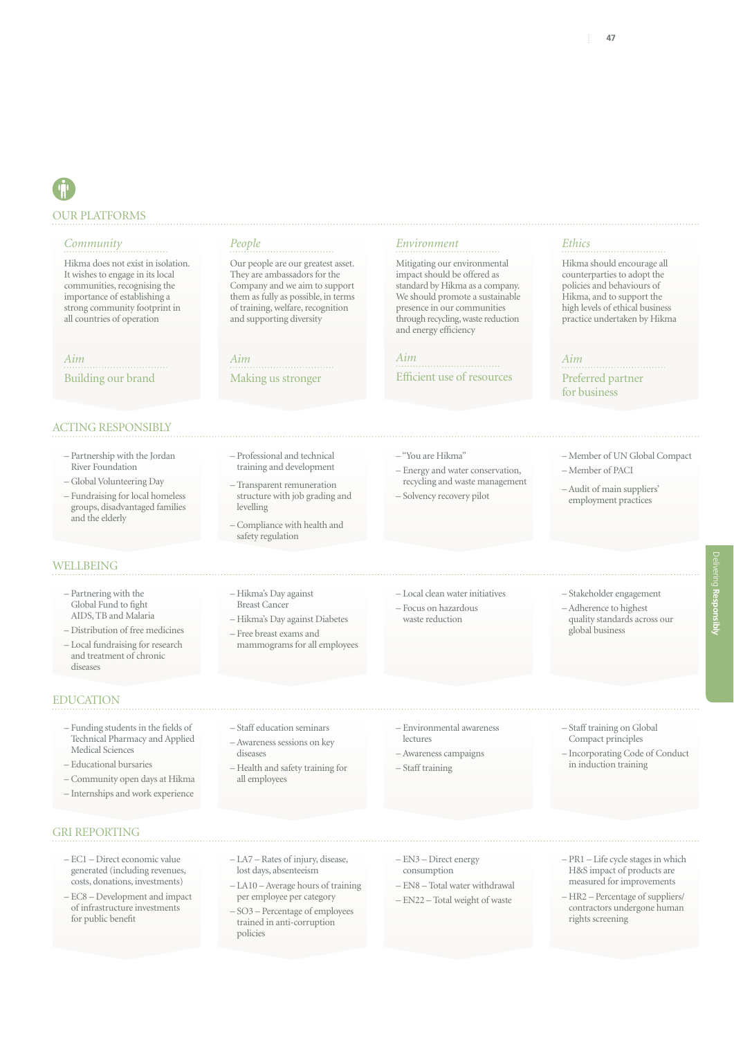## OUR PLATFORMS

| Community | People | Environment | Ethics |
|---|---|---|---|
| Hikma does not exist in isolation. It wishes to engage in its local communities, recognising the importance of establishing a strong community footprint in all countries of operation | Our people are our greatest asset. They are ambassadors for the Company and we aim to support them as fully as possible, in terms of training, welfare, recognition and supporting diversity | Mitigating our environmental impact should be offered as standard by Hikma as a company. We should promote a sustainable presence in our communities through recycling, waste reduction and energy efficiency | Hikma should encourage all counterparties to adopt the policies and behaviours of Hikma, and to support the high levels of ethical business practice undertaken by Hikma |
| *Aim* | *Aim* | *Aim* | *Aim* |
| Building our brand | Making us stronger | Efficient use of resources | Preferred partner for business |

## ACTING RESPONSIBLY

| Community | People | Environment | Ethics |
|---|---|---|---|
| – Partnership with the Jordan River Foundation<br>– Global Volunteering Day<br>– Fundraising for local homeless groups, disadvantaged families and the elderly | – Professional and technical training and development<br>– Transparent remuneration structure with job grading and levelling<br>– Compliance with health and safety regulation | – "You are Hikma"<br>– Energy and water conservation, recycling and waste management<br>– Solvency recovery pilot | – Member of UN Global Compact<br>– Member of PACI<br>– Audit of main suppliers' employment practices |

## WELLBEING

| Community | People | Environment | Ethics |
|---|---|---|---|
| – Partnering with the Global Fund to fight AIDS, TB and Malaria<br>– Distribution of free medicines<br>– Local fundraising for research and treatment of chronic diseases | – Hikma's Day against Breast Cancer<br>– Hikma's Day against Diabetes<br>– Free breast exams and mammograms for all employees | – Local clean water initiatives<br>– Focus on hazardous waste reduction | – Stakeholder engagement<br>– Adherence to highest quality standards across our global business |

## EDUCATION

| Community | People | Environment | Ethics |
|---|---|---|---|
| – Funding students in the fields of Technical Pharmacy and Applied Medical Sciences<br>– Educational bursaries<br>– Community open days at Hikma<br>– Internships and work experience | – Staff education seminars<br>– Awareness sessions on key diseases<br>– Health and safety training for all employees | – Environmental awareness lectures<br>– Awareness campaigns<br>– Staff training | – Staff training on Global Compact principles<br>– Incorporating Code of Conduct in induction training |

## GRI REPORTING

| Community | People | Environment | Ethics |
|---|---|---|---|
| – EC1 – Direct economic value generated (including revenues, costs, donations, investments)<br>– EC8 – Development and impact of infrastructure investments for public benefit | – LA7 – Rates of injury, disease, lost days, absenteeism<br>– LA10 – Average hours of training per employee per category<br>– SO3 – Percentage of employees trained in anti-corruption policies | – EN3 – Direct energy consumption<br>– EN8 – Total water withdrawal<br>– EN22 – Total weight of waste | – PR1 – Life cycle stages in which H&S impact of products are measured for improvements<br>– HR2 – Percentage of suppliers/ contractors undergone human rights screening |